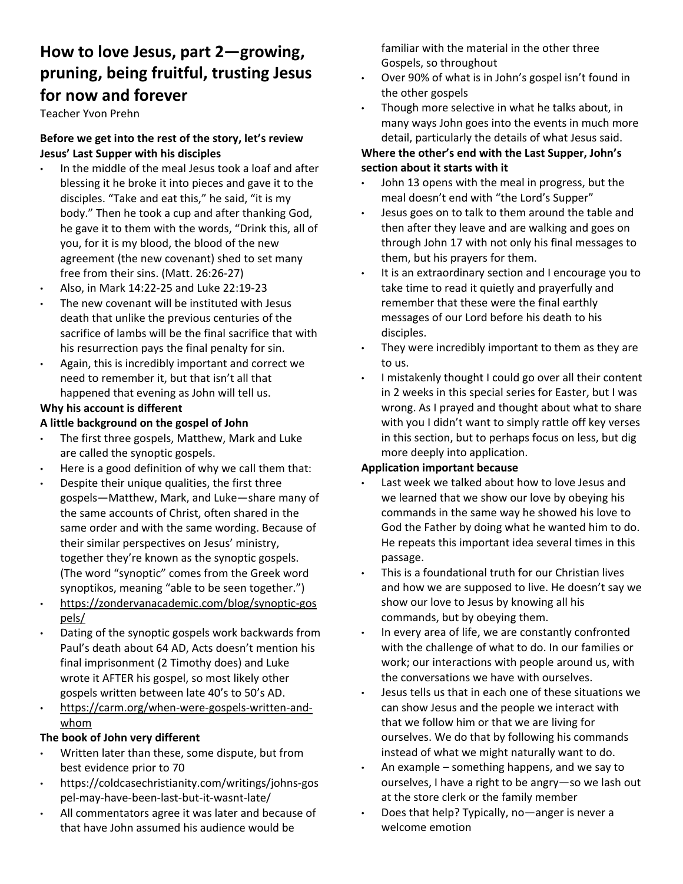# How to love Jesus, part 2—growing, pruning, being fruitful, trusting Jesus for now and forever

Teacher Yvon Prehn

**Before we get into the rest of the story, let's review Jesus' Last Supper with his disciples**

- In the middle of the meal Jesus took a loaf and after blessing it he broke it into pieces and gave it to the disciples. "Take and eat this," he said, "it is my body." Then he took a cup and after thanking God, he gave it to them with the words, "Drink this, all of you, for it is my blood, the blood of the new agreement (the new covenant) shed to set many free from their sins. (Matt. 26:26-27)
- Also, in Mark 14:22-25 and Luke 22:19-23
- The new covenant will be instituted with Jesus death that unlike the previous centuries of the sacrifice of lambs will be the final sacrifice that with his resurrection pays the final penalty for sin.
- Again, this is incredibly important and correct we need to remember it, but that isn't all that happened that evening as John will tell us.

**Why his account is different**

**A little background on the gospel of John**

- The first three gospels, Matthew, Mark and Luke are called the synoptic gospels.
- Here is a good definition of why we call them that:
- Despite their unique qualities, the first three gospels—Matthew, Mark, and Luke—share many of the same accounts of Christ, often shared in the same order and with the same wording. Because of their similar perspectives on Jesus' ministry, together they're known as the synoptic gospels. (The word "synoptic" comes from the Greek word synoptikos, meaning "able to be seen together.")
- https://zondervanacademic.com/blog/synoptic-gospels/
- Dating of the synoptic gospels work backwards from Paul's death about 64 AD, Acts doesn't mention his final imprisonment (2 Timothy does) and Luke wrote it AFTER his gospel, so most likely other gospels written between late 40's to 50's AD.
- https://carm.org/when-were-gospels-written-and-whom

**The book of John very different**

- Written later than these, some dispute, but from best evidence prior to 70
- https://coldcasechristianity.com/writings/johns-gospel-may-have-been-last-but-it-wasnt-late/
- All commentators agree it was later and because of that have John assumed his audience would be familiar with the material in the other three Gospels, so throughout
- Over 90% of what is in John's gospel isn't found in the other gospels
- Though more selective in what he talks about, in many ways John goes into the events in much more detail, particularly the details of what Jesus said.

**Where the other's end with the Last Supper, John's section about it starts with it**

- John 13 opens with the meal in progress, but the meal doesn't end with "the Lord's Supper"
- Jesus goes on to talk to them around the table and then after they leave and are walking and goes on through John 17 with not only his final messages to them, but his prayers for them.
- It is an extraordinary section and I encourage you to take time to read it quietly and prayerfully and remember that these were the final earthly messages of our Lord before his death to his disciples.
- They were incredibly important to them as they are to us.
- I mistakenly thought I could go over all their content in 2 weeks in this special series for Easter, but I was wrong. As I prayed and thought about what to share with you I didn't want to simply rattle off key verses in this section, but to perhaps focus on less, but dig more deeply into application.

**Application important because**

- Last week we talked about how to love Jesus and we learned that we show our love by obeying his commands in the same way he showed his love to God the Father by doing what he wanted him to do. He repeats this important idea several times in this passage.
- This is a foundational truth for our Christian lives and how we are supposed to live. He doesn't say we show our love to Jesus by knowing all his commands, but by obeying them.
- In every area of life, we are constantly confronted with the challenge of what to do. In our families or work; our interactions with people around us, with the conversations we have with ourselves.
- Jesus tells us that in each one of these situations we can show Jesus and the people we interact with that we follow him or that we are living for ourselves. We do that by following his commands instead of what we might naturally want to do.
- An example – something happens, and we say to ourselves, I have a right to be angry—so we lash out at the store clerk or the family member
- Does that help? Typically, no—anger is never a welcome emotion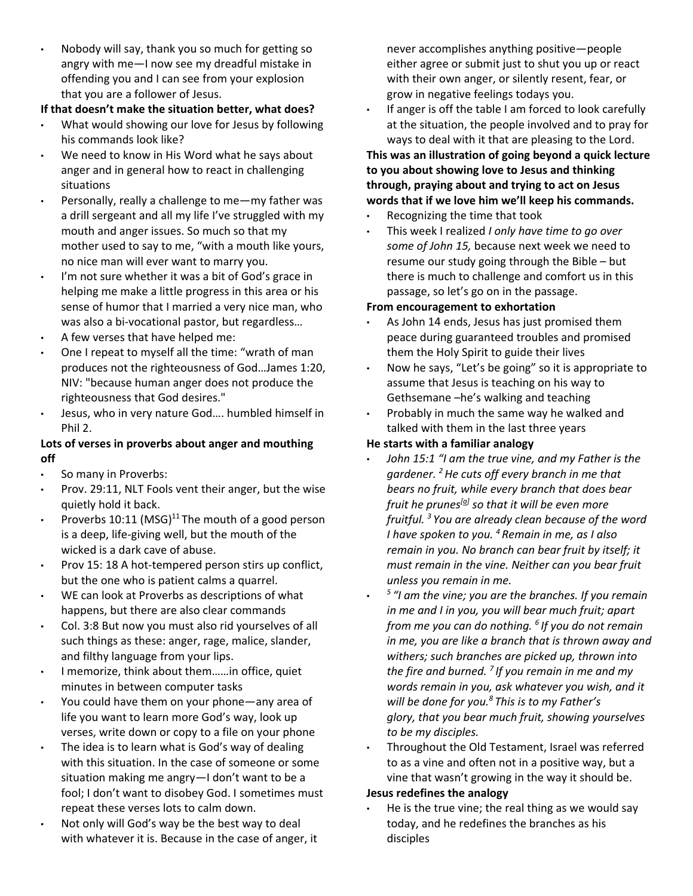- Nobody will say, thank you so much for getting so angry with me—I now see my dreadful mistake in offending you and I can see from your explosion that you are a follower of Jesus.

**If that doesn't make the situation better, what does?**

- What would showing our love for Jesus by following his commands look like?
- We need to know in His Word what he says about anger and in general how to react in challenging situations
- Personally, really a challenge to me—my father was a drill sergeant and all my life I've struggled with my mouth and anger issues. So much so that my mother used to say to me, "with a mouth like yours, no nice man will ever want to marry you.
- I'm not sure whether it was a bit of God's grace in helping me make a little progress in this area or his sense of humor that I married a very nice man, who was also a bi-vocational pastor, but regardless…
- A few verses that have helped me:
- One I repeat to myself all the time: "wrath of man produces not the righteousness of God…James 1:20, NIV: "because human anger does not produce the righteousness that God desires."
- Jesus, who in very nature God…. humbled himself in Phil 2.

**Lots of verses in proverbs about anger and mouthing off**

- So many in Proverbs:
- Prov. 29:11, NLT Fools vent their anger, but the wise quietly hold it back.
- Proverbs 10:11 (MSG)[11] The mouth of a good person is a deep, life-giving well, but the mouth of the wicked is a dark cave of abuse.
- Prov 15: 18 A hot-tempered person stirs up conflict, but the one who is patient calms a quarrel.
- WE can look at Proverbs as descriptions of what happens, but there are also clear commands
- Col. 3:8 But now you must also rid yourselves of all such things as these: anger, rage, malice, slander, and filthy language from your lips.
- I memorize, think about them……in office, quiet minutes in between computer tasks
- You could have them on your phone—any area of life you want to learn more God's way, look up verses, write down or copy to a file on your phone
- The idea is to learn what is God's way of dealing with this situation. In the case of someone or some situation making me angry—I don't want to be a fool; I don't want to disobey God. I sometimes must repeat these verses lots to calm down.
- Not only will God's way be the best way to deal with whatever it is. Because in the case of anger, it never accomplishes anything positive—people either agree or submit just to shut you up or react with their own anger, or silently resent, fear, or grow in negative feelings todays you.
- If anger is off the table I am forced to look carefully at the situation, the people involved and to pray for ways to deal with it that are pleasing to the Lord.

**This was an illustration of going beyond a quick lecture to you about showing love to Jesus and thinking through, praying about and trying to act on Jesus words that if we love him we'll keep his commands.**

- Recognizing the time that took
- This week I realized *I only have time to go over some of John 15,* because next week we need to resume our study going through the Bible – but there is much to challenge and comfort us in this passage, so let's go on in the passage.

**From encouragement to exhortation**

- As John 14 ends, Jesus has just promised them peace during guaranteed troubles and promised them the Holy Spirit to guide their lives
- Now he says, "Let's be going" so it is appropriate to assume that Jesus is teaching on his way to Gethsemane –he's walking and teaching
- Probably in much the same way he walked and talked with them in the last three years

**He starts with a familiar analogy**

- *John 15:1 "I am the true vine, and my Father is the gardener. [2] He cuts off every branch in me that bears no fruit, while every branch that does bear fruit he prunes[a] so that it will be even more fruitful. [3] You are already clean because of the word I have spoken to you. [4] Remain in me, as I also remain in you. No branch can bear fruit by itself; it must remain in the vine. Neither can you bear fruit unless you remain in me.*
- *[5] "I am the vine; you are the branches. If you remain in me and I in you, you will bear much fruit; apart from me you can do nothing. [6] If you do not remain in me, you are like a branch that is thrown away and withers; such branches are picked up, thrown into the fire and burned. [7] If you remain in me and my words remain in you, ask whatever you wish, and it will be done for you.[8] This is to my Father's glory, that you bear much fruit, showing yourselves to be my disciples.*
- Throughout the Old Testament, Israel was referred to as a vine and often not in a positive way, but a vine that wasn't growing in the way it should be.

**Jesus redefines the analogy**

- He is the true vine; the real thing as we would say today, and he redefines the branches as his disciples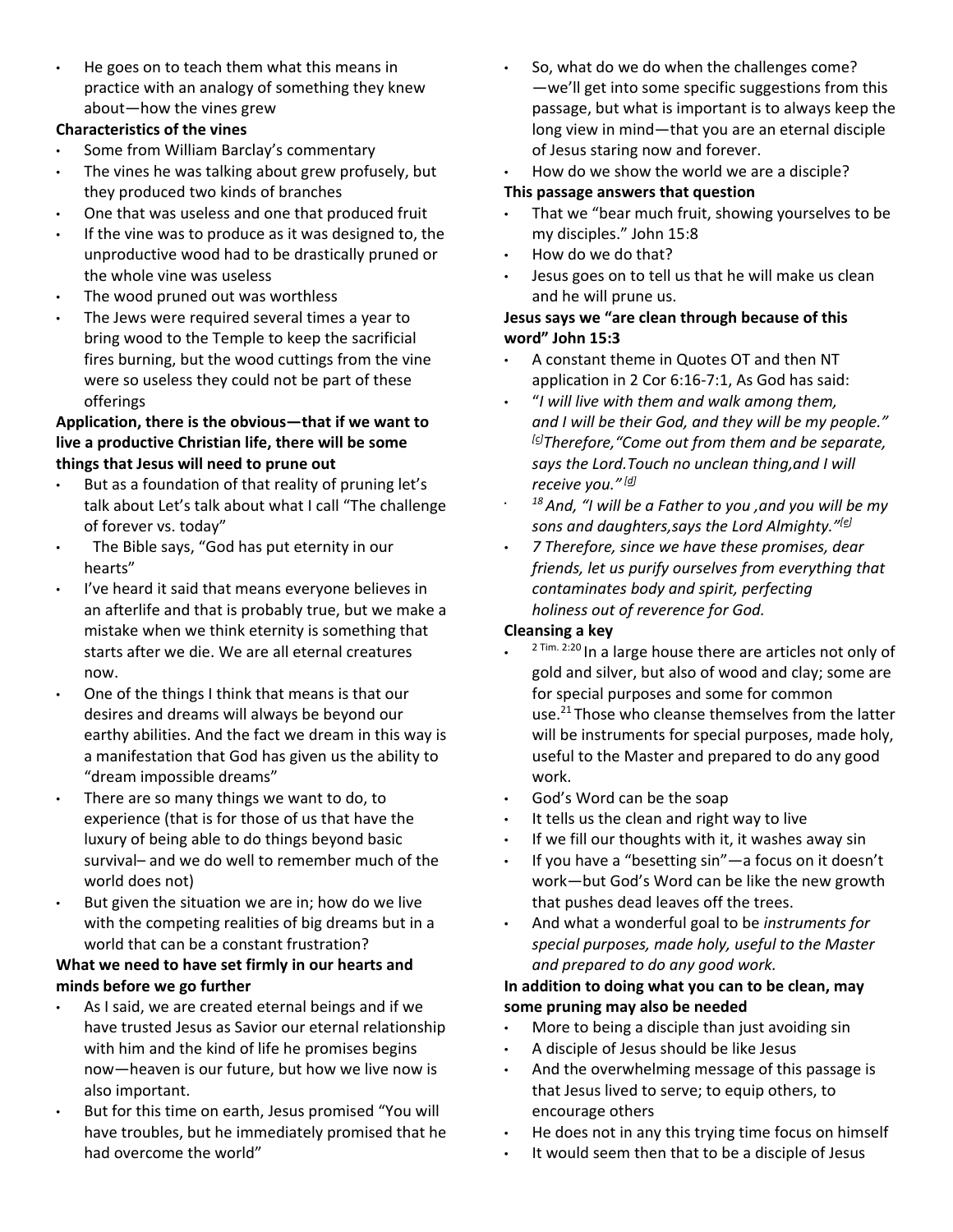- He goes on to teach them what this means in practice with an analogy of something they knew about—how the vines grew

**Characteristics of the vines**

- Some from William Barclay's commentary
- The vines he was talking about grew profusely, but they produced two kinds of branches
- One that was useless and one that produced fruit
- If the vine was to produce as it was designed to, the unproductive wood had to be drastically pruned or the whole vine was useless
- The wood pruned out was worthless
- The Jews were required several times a year to bring wood to the Temple to keep the sacrificial fires burning, but the wood cuttings from the vine were so useless they could not be part of these offerings

**Application, there is the obvious—that if we want to live a productive Christian life, there will be some things that Jesus will need to prune out**

- But as a foundation of that reality of pruning let's talk about Let's talk about what I call "The challenge of forever vs. today"
- The Bible says, "God has put eternity in our hearts"
- I've heard it said that means everyone believes in an afterlife and that is probably true, but we make a mistake when we think eternity is something that starts after we die. We are all eternal creatures now.
- One of the things I think that means is that our desires and dreams will always be beyond our earthy abilities. And the fact we dream in this way is a manifestation that God has given us the ability to "dream impossible dreams"
- There are so many things we want to do, to experience (that is for those of us that have the luxury of being able to do things beyond basic survival– and we do well to remember much of the world does not)
- But given the situation we are in; how do we live with the competing realities of big dreams but in a world that can be a constant frustration?

**What we need to have set firmly in our hearts and minds before we go further**

- As I said, we are created eternal beings and if we have trusted Jesus as Savior our eternal relationship with him and the kind of life he promises begins now—heaven is our future, but how we live now is also important.
- But for this time on earth, Jesus promised "You will have troubles, but he immediately promised that he had overcome the world"
- So, what do we do when the challenges come? —we'll get into some specific suggestions from this passage, but what is important is to always keep the long view in mind—that you are an eternal disciple of Jesus staring now and forever.
- How do we show the world we are a disciple?

**This passage answers that question**

- That we "bear much fruit, showing yourselves to be my disciples." John 15:8
- How do we do that?
- Jesus goes on to tell us that he will make us clean and he will prune us.

**Jesus says we "are clean through because of this word" John 15:3**

- A constant theme in Quotes OT and then NT application in 2 Cor 6:16-7:1, As God has said:
- "*I will live with them and walk among them, and I will be their God, and they will be my people."* [c]*Therefore,"Come out from them and be separate, says the Lord.Touch no unclean thing,and I will receive you."* [d]
- [18] *And, "I will be a Father to you ,and you will be my sons and daughters,says the Lord Almighty."* [e]
- *7 Therefore, since we have these promises, dear friends, let us purify ourselves from everything that contaminates body and spirit, perfecting holiness out of reverence for God.*

**Cleansing a key**

- [2 Tim. 2:20] In a large house there are articles not only of gold and silver, but also of wood and clay; some are for special purposes and some for common use.[21] Those who cleanse themselves from the latter will be instruments for special purposes, made holy, useful to the Master and prepared to do any good work.
- God's Word can be the soap
- It tells us the clean and right way to live
- If we fill our thoughts with it, it washes away sin
- If you have a "besetting sin"—a focus on it doesn't work—but God's Word can be like the new growth that pushes dead leaves off the trees.
- And what a wonderful goal to be *instruments for special purposes, made holy, useful to the Master and prepared to do any good work.*

**In addition to doing what you can to be clean, may some pruning may also be needed**

- More to being a disciple than just avoiding sin
- A disciple of Jesus should be like Jesus
- And the overwhelming message of this passage is that Jesus lived to serve; to equip others, to encourage others
- He does not in any this trying time focus on himself
- It would seem then that to be a disciple of Jesus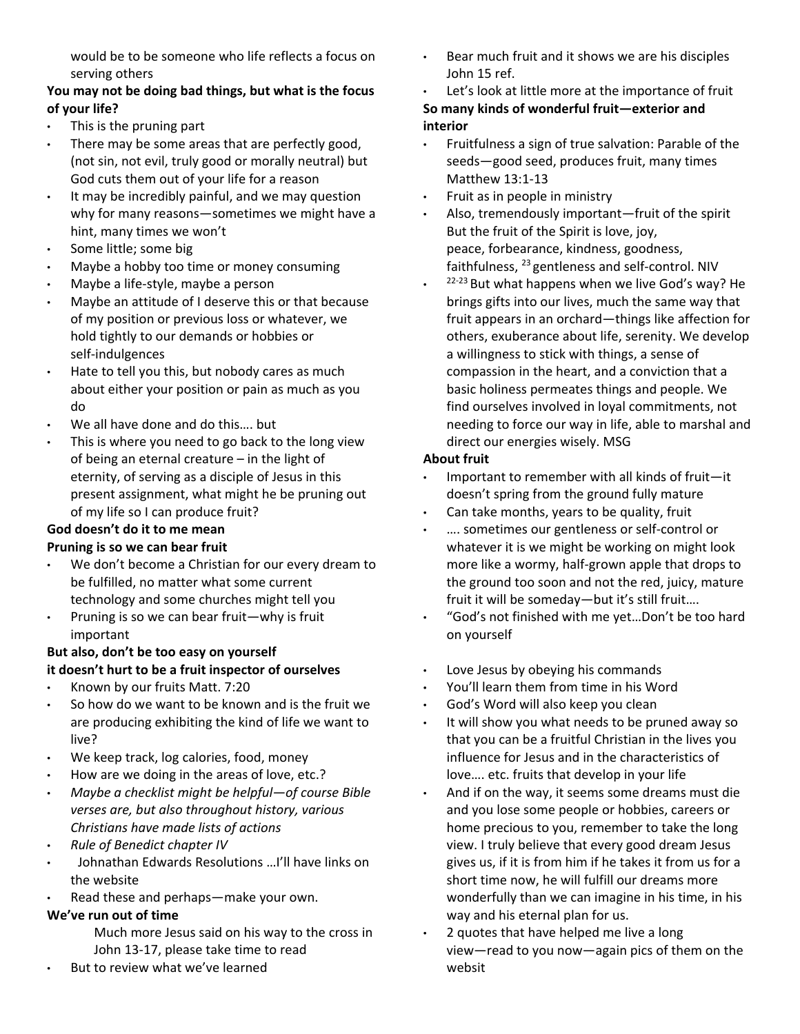would be to be someone who life reflects a focus on serving others

**You may not be doing bad things, but what is the focus of your life?**

- This is the pruning part
- There may be some areas that are perfectly good, (not sin, not evil, truly good or morally neutral) but God cuts them out of your life for a reason
- It may be incredibly painful, and we may question why for many reasons—sometimes we might have a hint, many times we won't
- Some little; some big
- Maybe a hobby too time or money consuming
- Maybe a life-style, maybe a person
- Maybe an attitude of I deserve this or that because of my position or previous loss or whatever, we hold tightly to our demands or hobbies or self-indulgences
- Hate to tell you this, but nobody cares as much about either your position or pain as much as you do
- We all have done and do this…. but
- This is where you need to go back to the long view of being an eternal creature – in the light of eternity, of serving as a disciple of Jesus in this present assignment, what might he be pruning out of my life so I can produce fruit?

**God doesn't do it to me mean**

**Pruning is so we can bear fruit**

- We don't become a Christian for our every dream to be fulfilled, no matter what some current technology and some churches might tell you
- Pruning is so we can bear fruit—why is fruit important

**But also, don't be too easy on yourself**

**it doesn't hurt to be a fruit inspector of ourselves**

- Known by our fruits Matt. 7:20
- So how do we want to be known and is the fruit we are producing exhibiting the kind of life we want to live?
- We keep track, log calories, food, money
- How are we doing in the areas of love, etc.?
- *Maybe a checklist might be helpful—of course Bible verses are, but also throughout history, various Christians have made lists of actions*
- *Rule of Benedict chapter IV*
- Johnathan Edwards Resolutions …I'll have links on the website
- Read these and perhaps—make your own.

**We've run out of time**

Much more Jesus said on his way to the cross in John 13-17, please take time to read

- But to review what we've learned
- Bear much fruit and it shows we are his disciples John 15 ref.
- Let's look at little more at the importance of fruit

**So many kinds of wonderful fruit—exterior and interior**

- Fruitfulness a sign of true salvation: Parable of the seeds—good seed, produces fruit, many times Matthew 13:1-13
- Fruit as in people in ministry
- Also, tremendously important—fruit of the spirit
  But the fruit of the Spirit is love, joy, peace, forbearance, kindness, goodness, faithfulness, [23] gentleness and self-control. NIV
- [22-23] But what happens when we live God's way? He brings gifts into our lives, much the same way that fruit appears in an orchard—things like affection for others, exuberance about life, serenity. We develop a willingness to stick with things, a sense of compassion in the heart, and a conviction that a basic holiness permeates things and people. We find ourselves involved in loyal commitments, not needing to force our way in life, able to marshal and direct our energies wisely. MSG

**About fruit**

- Important to remember with all kinds of fruit—it doesn't spring from the ground fully mature
- Can take months, years to be quality, fruit
- …. sometimes our gentleness or self-control or whatever it is we might be working on might look more like a wormy, half-grown apple that drops to the ground too soon and not the red, juicy, mature fruit it will be someday—but it's still fruit….
- "God's not finished with me yet…Don't be too hard on yourself

- Love Jesus by obeying his commands
- You'll learn them from time in his Word
- God's Word will also keep you clean
- It will show you what needs to be pruned away so that you can be a fruitful Christian in the lives you influence for Jesus and in the characteristics of love…. etc. fruits that develop in your life
- And if on the way, it seems some dreams must die and you lose some people or hobbies, careers or home precious to you, remember to take the long view. I truly believe that every good dream Jesus gives us, if it is from him if he takes it from us for a short time now, he will fulfill our dreams more wonderfully than we can imagine in his time, in his way and his eternal plan for us.
- 2 quotes that have helped me live a long view—read to you now—again pics of them on the websit